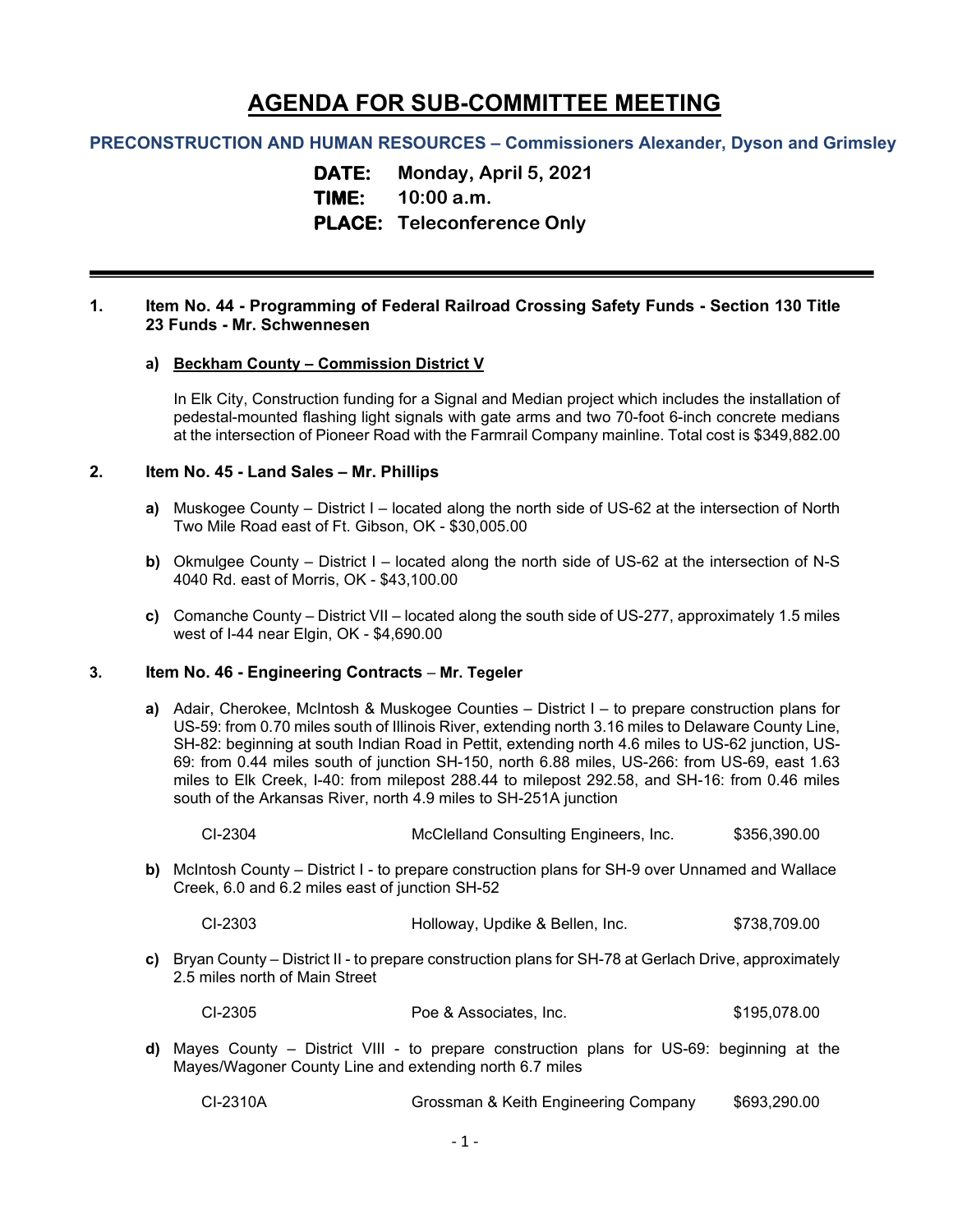# AGENDA FOR SUB-COMMITTEE MEETING

**PRECONSTRUCTION AND HUMAN RESOURCES – Commissioners Alexander, Dyson and Grimsley**

**DATE:** Monday, April 5, 2021
**TIME:** 10:00 a.m.
**PLACE:** Teleconference Only

---

**1. Item No. 44 - Programming of Federal Railroad Crossing Safety Funds - Section 130 Title 23 Funds - Mr. Schwennesen**

**a)** **Beckham County – Commission District V**

In Elk City, Construction funding for a Signal and Median project which includes the installation of pedestal-mounted flashing light signals with gate arms and two 70-foot 6-inch concrete medians at the intersection of Pioneer Road with the Farmrail Company mainline. Total cost is $349,882.00

**2. Item No. 45 - Land Sales – Mr. Phillips**

**a)** Muskogee County – District I – located along the north side of US-62 at the intersection of North Two Mile Road east of Ft. Gibson, OK - $30,005.00

**b)** Okmulgee County – District I – located along the north side of US-62 at the intersection of N-S 4040 Rd. east of Morris, OK - $43,100.00

**c)** Comanche County – District VII – located along the south side of US-277, approximately 1.5 miles west of I-44 near Elgin, OK - $4,690.00

**3. Item No. 46 - Engineering Contracts – Mr. Tegeler**

**a)** Adair, Cherokee, McIntosh & Muskogee Counties – District I – to prepare construction plans for US-59: from 0.70 miles south of Illinois River, extending north 3.16 miles to Delaware County Line, SH-82: beginning at south Indian Road in Pettit, extending north 4.6 miles to US-62 junction, US-69: from 0.44 miles south of junction SH-150, north 6.88 miles, US-266: from US-69, east 1.63 miles to Elk Creek, I-40: from milepost 288.44 to milepost 292.58, and SH-16: from 0.46 miles south of the Arkansas River, north 4.9 miles to SH-251A junction

| | | |
|---|---|---|
| CI-2304 | McClelland Consulting Engineers, Inc. | $356,390.00 |

**b)** McIntosh County – District I - to prepare construction plans for SH-9 over Unnamed and Wallace Creek, 6.0 and 6.2 miles east of junction SH-52

| | | |
|---|---|---|
| CI-2303 | Holloway, Updike & Bellen, Inc. | $738,709.00 |

**c)** Bryan County – District II - to prepare construction plans for SH-78 at Gerlach Drive, approximately 2.5 miles north of Main Street

| | | |
|---|---|---|
| CI-2305 | Poe & Associates, Inc. | $195,078.00 |

**d)** Mayes County – District VIII - to prepare construction plans for US-69: beginning at the Mayes/Wagoner County Line and extending north 6.7 miles

| | | |
|---|---|---|
| CI-2310A | Grossman & Keith Engineering Company | $693,290.00 |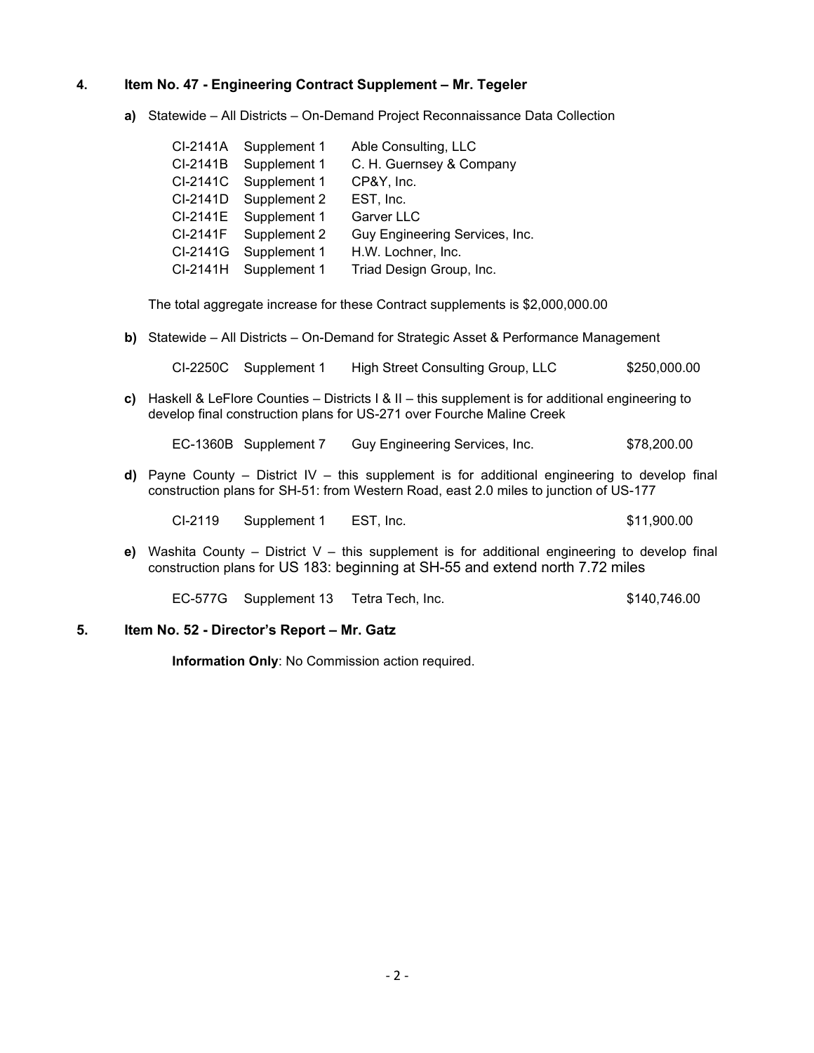**4. Item No. 47 - Engineering Contract Supplement – Mr. Tegeler**

**a)** Statewide – All Districts – On-Demand Project Reconnaissance Data Collection

| | | |
|---|---|---|
| CI-2141A | Supplement 1 | Able Consulting, LLC |
| CI-2141B | Supplement 1 | C. H. Guernsey & Company |
| CI-2141C | Supplement 1 | CP&Y, Inc. |
| CI-2141D | Supplement 2 | EST, Inc. |
| CI-2141E | Supplement 1 | Garver LLC |
| CI-2141F | Supplement 2 | Guy Engineering Services, Inc. |
| CI-2141G | Supplement 1 | H.W. Lochner, Inc. |
| CI-2141H | Supplement 1 | Triad Design Group, Inc. |

The total aggregate increase for these Contract supplements is $2,000,000.00

**b)** Statewide – All Districts – On-Demand for Strategic Asset & Performance Management

| | | | |
|---|---|---|---|
| CI-2250C | Supplement 1 | High Street Consulting Group, LLC | $250,000.00 |

**c)** Haskell & LeFlore Counties – Districts I & II – this supplement is for additional engineering to develop final construction plans for US-271 over Fourche Maline Creek

| | | | |
|---|---|---|---|
| EC-1360B | Supplement 7 | Guy Engineering Services, Inc. | $78,200.00 |

**d)** Payne County – District IV – this supplement is for additional engineering to develop final construction plans for SH-51: from Western Road, east 2.0 miles to junction of US-177

| | | | |
|---|---|---|---|
| CI-2119 | Supplement 1 | EST, Inc. | $11,900.00 |

**e)** Washita County – District V – this supplement is for additional engineering to develop final construction plans for US 183: beginning at SH-55 and extend north 7.72 miles

| | | | |
|---|---|---|---|
| EC-577G | Supplement 13 | Tetra Tech, Inc. | $140,746.00 |

**5. Item No. 52 - Director's Report – Mr. Gatz**

**Information Only**: No Commission action required.